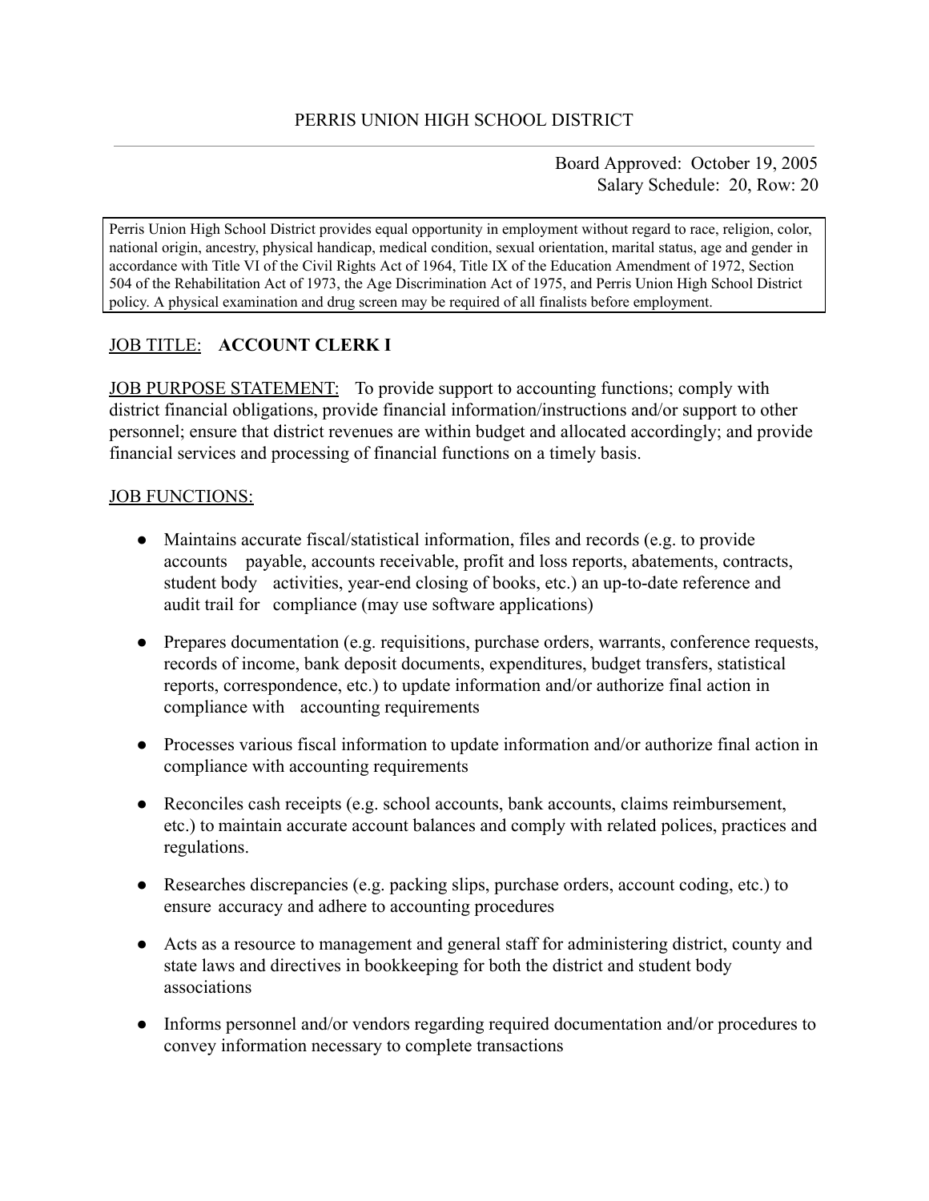PERRIS UNION HIGH SCHOOL DISTRICT

Board Approved: October 19, 2005
Salary Schedule: 20, Row: 20

Perris Union High School District provides equal opportunity in employment without regard to race, religion, color, national origin, ancestry, physical handicap, medical condition, sexual orientation, marital status, age and gender in accordance with Title VI of the Civil Rights Act of 1964, Title IX of the Education Amendment of 1972, Section 504 of the Rehabilitation Act of 1973, the Age Discrimination Act of 1975, and Perris Union High School District policy. A physical examination and drug screen may be required of all finalists before employment.

JOB TITLE: **ACCOUNT CLERK I**

JOB PURPOSE STATEMENT: To provide support to accounting functions; comply with district financial obligations, provide financial information/instructions and/or support to other personnel; ensure that district revenues are within budget and allocated accordingly; and provide financial services and processing of financial functions on a timely basis.

JOB FUNCTIONS:

- Maintains accurate fiscal/statistical information, files and records (e.g. to provide accounts payable, accounts receivable, profit and loss reports, abatements, contracts, student body activities, year-end closing of books, etc.) an up-to-date reference and audit trail for compliance (may use software applications)
- Prepares documentation (e.g. requisitions, purchase orders, warrants, conference requests, records of income, bank deposit documents, expenditures, budget transfers, statistical reports, correspondence, etc.) to update information and/or authorize final action in compliance with accounting requirements
- Processes various fiscal information to update information and/or authorize final action in compliance with accounting requirements
- Reconciles cash receipts (e.g. school accounts, bank accounts, claims reimbursement, etc.) to maintain accurate account balances and comply with related polices, practices and regulations.
- Researches discrepancies (e.g. packing slips, purchase orders, account coding, etc.) to ensure accuracy and adhere to accounting procedures
- Acts as a resource to management and general staff for administering district, county and state laws and directives in bookkeeping for both the district and student body associations
- Informs personnel and/or vendors regarding required documentation and/or procedures to convey information necessary to complete transactions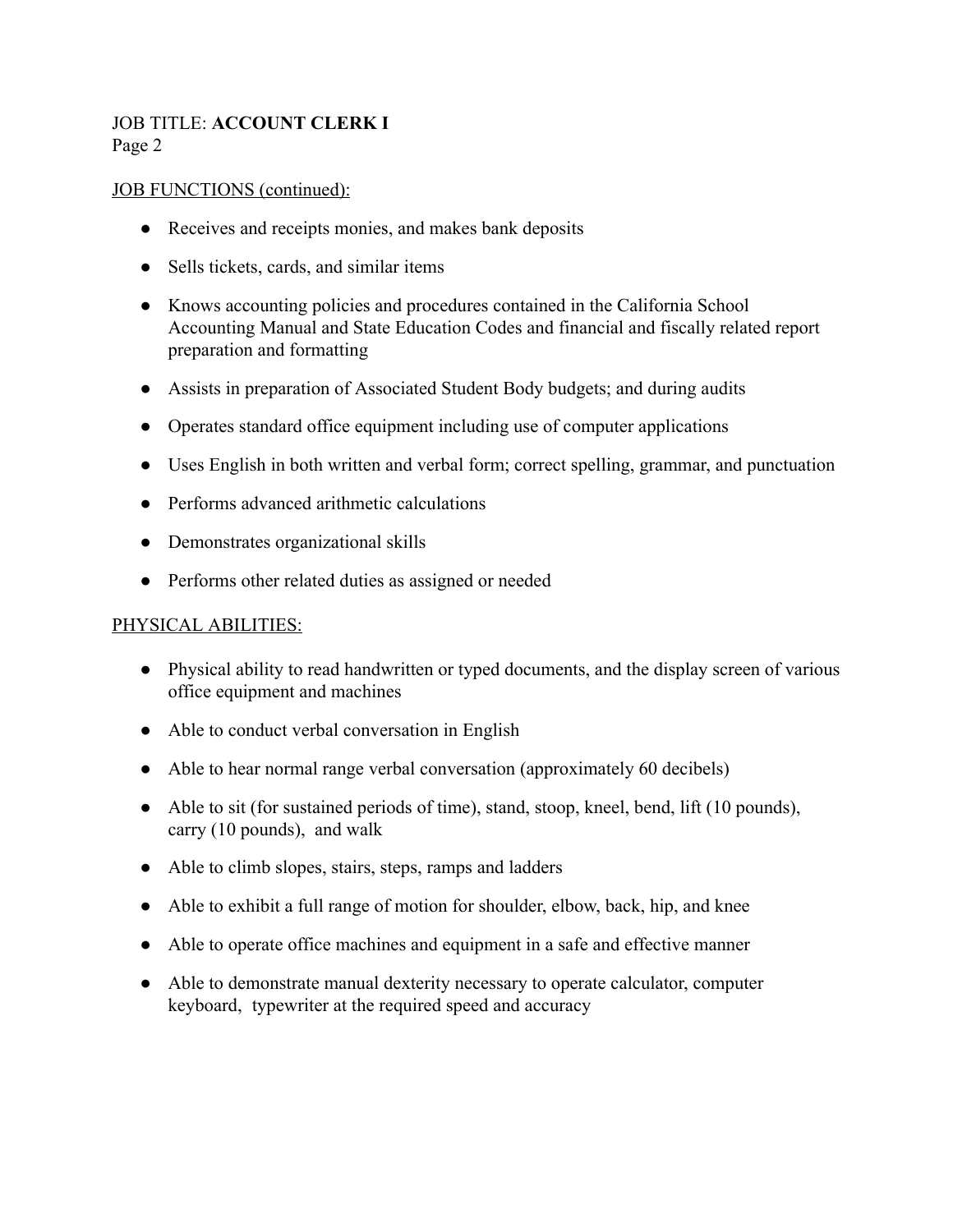JOB TITLE: **ACCOUNT CLERK I**
Page 2

<u>JOB FUNCTIONS (continued):</u>

- Receives and receipts monies, and makes bank deposits
- Sells tickets, cards, and similar items
- Knows accounting policies and procedures contained in the California School Accounting Manual and State Education Codes and financial and fiscally related report preparation and formatting
- Assists in preparation of Associated Student Body budgets; and during audits
- Operates standard office equipment including use of computer applications
- Uses English in both written and verbal form; correct spelling, grammar, and punctuation
- Performs advanced arithmetic calculations
- Demonstrates organizational skills
- Performs other related duties as assigned or needed

<u>PHYSICAL ABILITIES:</u>

- Physical ability to read handwritten or typed documents, and the display screen of various office equipment and machines
- Able to conduct verbal conversation in English
- Able to hear normal range verbal conversation (approximately 60 decibels)
- Able to sit (for sustained periods of time), stand, stoop, kneel, bend, lift (10 pounds), carry (10 pounds), and walk
- Able to climb slopes, stairs, steps, ramps and ladders
- Able to exhibit a full range of motion for shoulder, elbow, back, hip, and knee
- Able to operate office machines and equipment in a safe and effective manner
- Able to demonstrate manual dexterity necessary to operate calculator, computer keyboard, typewriter at the required speed and accuracy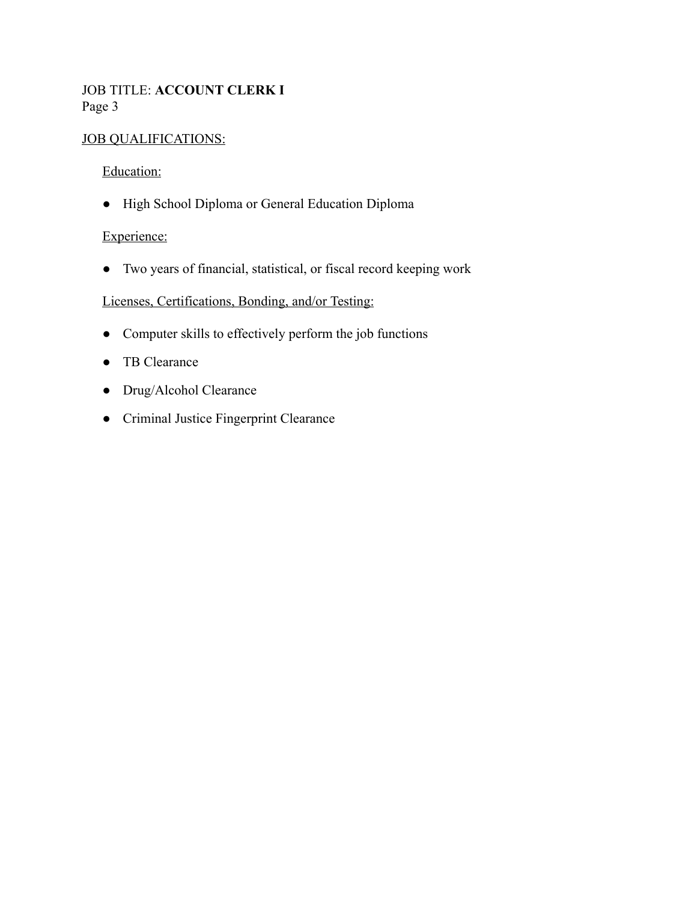JOB TITLE: **ACCOUNT CLERK I**

## JOB QUALIFICATIONS:

### Education:

- High School Diploma or General Education Diploma

### Experience:

- Two years of financial, statistical, or fiscal record keeping work

### Licenses, Certifications, Bonding, and/or Testing:

- Computer skills to effectively perform the job functions
- TB Clearance
- Drug/Alcohol Clearance
- Criminal Justice Fingerprint Clearance